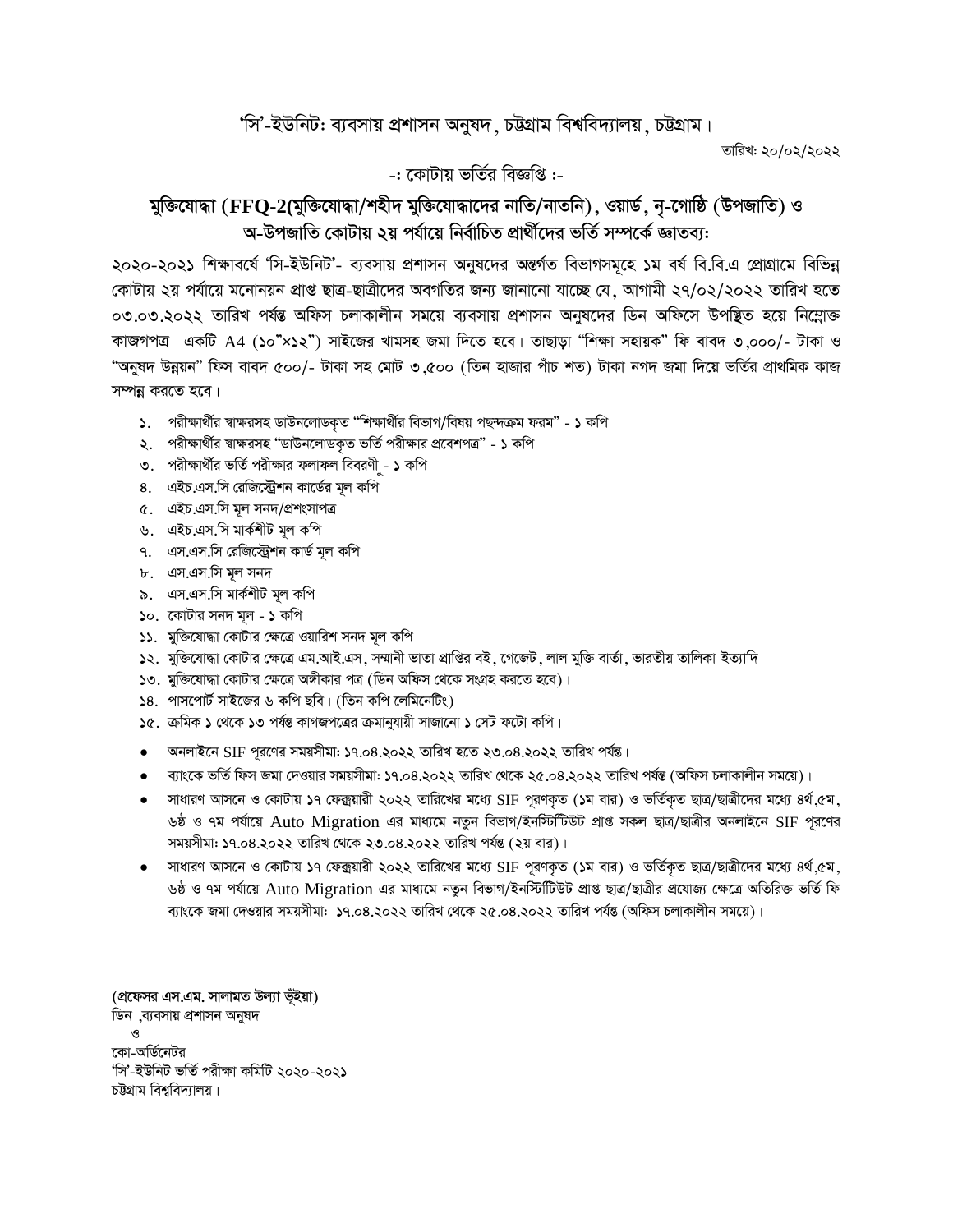'সি'-ইউনিট: ব্যবসায় প্রশাসন অনুষদ, চট্টগ্রাম বিশ্ববিদ্যালয়, চট্টগ্রাম।

তারিখ: ২০/০২/২০২২

-: কোটায় ভর্তির বিজ্ঞপ্তি :-

## মুক্তিযোদ্ধা (FFQ-2(মুক্তিযোদ্ধা/শহীদ মুক্তিযোদ্ধাদের নাতি/নাতনি), ওয়ার্ড, নৃ-গোষ্ঠি (উপজাতি) ও অ-উপজাতি কোটায় ২য় পর্যায়ে নির্বাচিত প্রার্থীদের ভর্তি সম্পর্কে জ্ঞাতব্য:

২০২০-২০২১ শিক্ষাবর্ষে 'সি-ইউনিট'- ব্যবসায় প্রশাসন অনুষদের অন্তর্গত বিভাগসমূহে ১ম বর্ষ বি.বি.এ প্রোগ্রামে বিভিন্ন কোটায় ২য় পর্যায়ে মনোনয়ন প্রাপ্ত ছাত্র-ছাত্রীদের অবগতির জন্য জানানো যাচ্ছে যে, আগামী ২৭/০২/২০২২ তারিখ হতে ০৩.০৩.২০২২ তারিখ পর্যন্ত অফিস চলাকালীন সময়ে ব্যবসায় প্রশাসন অনুষদের ডিন অফিসে উপস্থিত হয়ে নিম্নোক্ত কাজগপত্র একটি A4 (১০"×১২") সাইজের খামসহ জমা দিতে হবে। তাছাড়া "শিক্ষা সহায়ক" ফি বাবদ ৩,০০০/- টাকা ও "অনুষদ উন্নয়ন" ফিস বাবদ ৫০০/- টাকা সহ মোট ৩,৫০০ (তিন হাজার পাঁচ শত) টাকা নগদ জমা দিয়ে ভর্তির প্রাথমিক কাজ সম্পন্ন করতে হবে।

১. পরীক্ষার্থীর স্বাক্ষরসহ ডাউনলোডকৃত "শিক্ষার্থীর বিভাগ/বিষয় পছন্দক্রম ফরম" - ১ কপি
২. পরীক্ষার্থীর স্বাক্ষরসহ "ডাউনলোডকৃত ভর্তি পরীক্ষার প্রবেশপত্র" - ১ কপি
৩. পরীক্ষার্থীর ভর্তি পরীক্ষার ফলাফল বিবরণী - ১ কপি
৪. এইচ.এস.সি রেজিস্ট্রেশন কার্ডের মূল কপি
৫. এইচ.এস.সি মূল সনদ/প্রশংসাপত্র
৬. এইচ.এস.সি মার্কশীট মূল কপি
৭. এস.এস.সি রেজিস্ট্রেশন কার্ড মূল কপি
৮. এস.এস.সি মূল সনদ
৯. এস.এস.সি মার্কশীট মূল কপি
১০. কোটার সনদ মূল - ১ কপি
১১. মুক্তিযোদ্ধা কোটার ক্ষেত্রে ওয়ারিশ সনদ মূল কপি
১২. মুক্তিযোদ্ধা কোটার ক্ষেত্রে এম.আই.এস, সম্মানী ভাতা প্রাপ্তির বই, গেজেট, লাল মুক্তি বার্তা, ভারতীয় তালিকা ইত্যাদি
১৩. মুক্তিযোদ্ধা কোটার ক্ষেত্রে অঙ্গীকার পত্র (ডিন অফিস থেকে সংগ্রহ করতে হবে)।
১৪. পাসপোর্ট সাইজের ৬ কপি ছবি। (তিন কপি লেমিনেটিং)
১৫. ক্রমিক ১ থেকে ১৩ পর্যন্ত কাগজপত্রের ক্রমানুযায়ী সাজানো ১ সেট ফটো কপি।

- অনলাইনে SIF পূরণের সময়সীমা: ১৭.০৪.২০২২ তারিখ হতে ২৩.০৪.২০২২ তারিখ পর্যন্ত।
- ব্যাংকে ভর্তি ফিস জমা দেওয়ার সময়সীমা: ১৭.০৪.২০২২ তারিখ থেকে ২৫.০৪.২০২২ তারিখ পর্যন্ত (অফিস চলাকালীন সময়ে)।
- সাধারণ আসনে ও কোটায় ১৭ ফেব্রুয়ারী ২০২২ তারিখের মধ্যে SIF পূরণকৃত (১ম বার) ও ভর্তিকৃত ছাত্র/ছাত্রীদের মধ্যে ৪র্থ,৫ম, ৬ষ্ঠ ও ৭ম পর্যায়ে Auto Migration এর মাধ্যমে নতুন বিভাগ/ইনস্টিটিউট প্রাপ্ত সকল ছাত্র/ছাত্রীর অনলাইনে SIF পূরণের সময়সীমা: ১৭.০৪.২০২২ তারিখ থেকে ২৩.০৪.২০২২ তারিখ পর্যন্ত (২য় বার)।
- সাধারণ আসনে ও কোটায় ১৭ ফেব্রুয়ারী ২০২২ তারিখের মধ্যে SIF পূরণকৃত (১ম বার) ও ভর্তিকৃত ছাত্র/ছাত্রীদের মধ্যে ৪র্থ,৫ম, ৬ষ্ঠ ও ৭ম পর্যায়ে Auto Migration এর মাধ্যমে নতুন বিভাগ/ইনস্টিটিউট প্রাপ্ত ছাত্র/ছাত্রীর প্রযোজ্য ক্ষেত্রে অতিরিক্ত ভর্তি ফি ব্যাংকে জমা দেওয়ার সময়সীমা: ১৭.০৪.২০২২ তারিখ থেকে ২৫.০৪.২০২২ তারিখ পর্যন্ত (অফিস চলাকালীন সময়ে)।

**(প্রফেসর এস.এম. সালামত উল্যা ভূঁইয়া)**
ডিন ,ব্যবসায় প্রশাসন অনুষদ
ও
কো-অর্ডিনেটর
'সি'-ইউনিট ভর্তি পরীক্ষা কমিটি ২০২০-২০২১
চট্টগ্রাম বিশ্ববিদ্যালয়।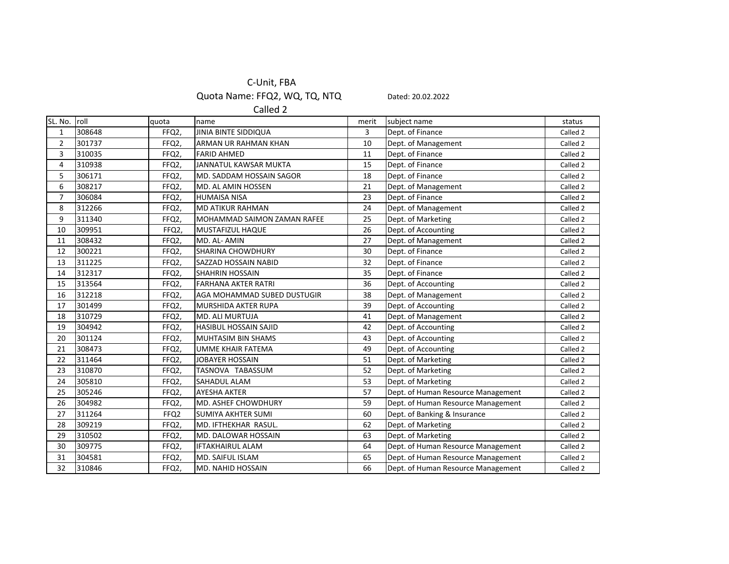C-Unit, FBA

Quota Name: FFQ2, WQ, TQ, NTQ

Dated: 20.02.2022

Called 2

| SL. No. | roll | quota | name | merit | subject name | status |
|---|---|---|---|---|---|---|
| 1 | 308648 | FFQ2, | JINIA BINTE SIDDIQUA | 3 | Dept. of Finance | Called 2 |
| 2 | 301737 | FFQ2, | ARMAN UR RAHMAN KHAN | 10 | Dept. of Management | Called 2 |
| 3 | 310035 | FFQ2, | FARID AHMED | 11 | Dept. of Finance | Called 2 |
| 4 | 310938 | FFQ2, | JANNATUL KAWSAR MUKTA | 15 | Dept. of Finance | Called 2 |
| 5 | 306171 | FFQ2, | MD. SADDAM HOSSAIN SAGOR | 18 | Dept. of Finance | Called 2 |
| 6 | 308217 | FFQ2, | MD. AL AMIN HOSSEN | 21 | Dept. of Management | Called 2 |
| 7 | 306084 | FFQ2, | HUMAISA NISA | 23 | Dept. of Finance | Called 2 |
| 8 | 312266 | FFQ2, | MD ATIKUR RAHMAN | 24 | Dept. of Management | Called 2 |
| 9 | 311340 | FFQ2, | MOHAMMAD SAIMON ZAMAN RAFEE | 25 | Dept. of Marketing | Called 2 |
| 10 | 309951 | FFQ2, | MUSTAFIZUL HAQUE | 26 | Dept. of Accounting | Called 2 |
| 11 | 308432 | FFQ2, | MD. AL- AMIN | 27 | Dept. of Management | Called 2 |
| 12 | 300221 | FFQ2, | SHARINA CHOWDHURY | 30 | Dept. of Finance | Called 2 |
| 13 | 311225 | FFQ2, | SAZZAD HOSSAIN NABID | 32 | Dept. of Finance | Called 2 |
| 14 | 312317 | FFQ2, | SHAHRIN HOSSAIN | 35 | Dept. of Finance | Called 2 |
| 15 | 313564 | FFQ2, | FARHANA AKTER RATRI | 36 | Dept. of Accounting | Called 2 |
| 16 | 312218 | FFQ2, | AGA MOHAMMAD SUBED DUSTUGIR | 38 | Dept. of Management | Called 2 |
| 17 | 301499 | FFQ2, | MURSHIDA AKTER RUPA | 39 | Dept. of Accounting | Called 2 |
| 18 | 310729 | FFQ2, | MD. ALI MURTUJA | 41 | Dept. of Management | Called 2 |
| 19 | 304942 | FFQ2, | HASIBUL HOSSAIN SAJID | 42 | Dept. of Accounting | Called 2 |
| 20 | 301124 | FFQ2, | MUHTASIM BIN SHAMS | 43 | Dept. of Accounting | Called 2 |
| 21 | 308473 | FFQ2, | UMME KHAIR FATEMA | 49 | Dept. of Accounting | Called 2 |
| 22 | 311464 | FFQ2, | JOBAYER HOSSAIN | 51 | Dept. of Marketing | Called 2 |
| 23 | 310870 | FFQ2, | TASNOVA TABASSUM | 52 | Dept. of Marketing | Called 2 |
| 24 | 305810 | FFQ2, | SAHADUL ALAM | 53 | Dept. of Marketing | Called 2 |
| 25 | 305246 | FFQ2, | AYESHA AKTER | 57 | Dept. of Human Resource Management | Called 2 |
| 26 | 304982 | FFQ2, | MD. ASHEF CHOWDHURY | 59 | Dept. of Human Resource Management | Called 2 |
| 27 | 311264 | FFQ2 | SUMIYA AKHTER SUMI | 60 | Dept. of Banking & Insurance | Called 2 |
| 28 | 309219 | FFQ2, | MD. IFTHEKHAR RASUL. | 62 | Dept. of Marketing | Called 2 |
| 29 | 310502 | FFQ2, | MD. DALOWAR HOSSAIN | 63 | Dept. of Marketing | Called 2 |
| 30 | 309775 | FFQ2, | IFTAKHAIRUL ALAM | 64 | Dept. of Human Resource Management | Called 2 |
| 31 | 304581 | FFQ2, | MD. SAIFUL ISLAM | 65 | Dept. of Human Resource Management | Called 2 |
| 32 | 310846 | FFQ2, | MD. NAHID HOSSAIN | 66 | Dept. of Human Resource Management | Called 2 |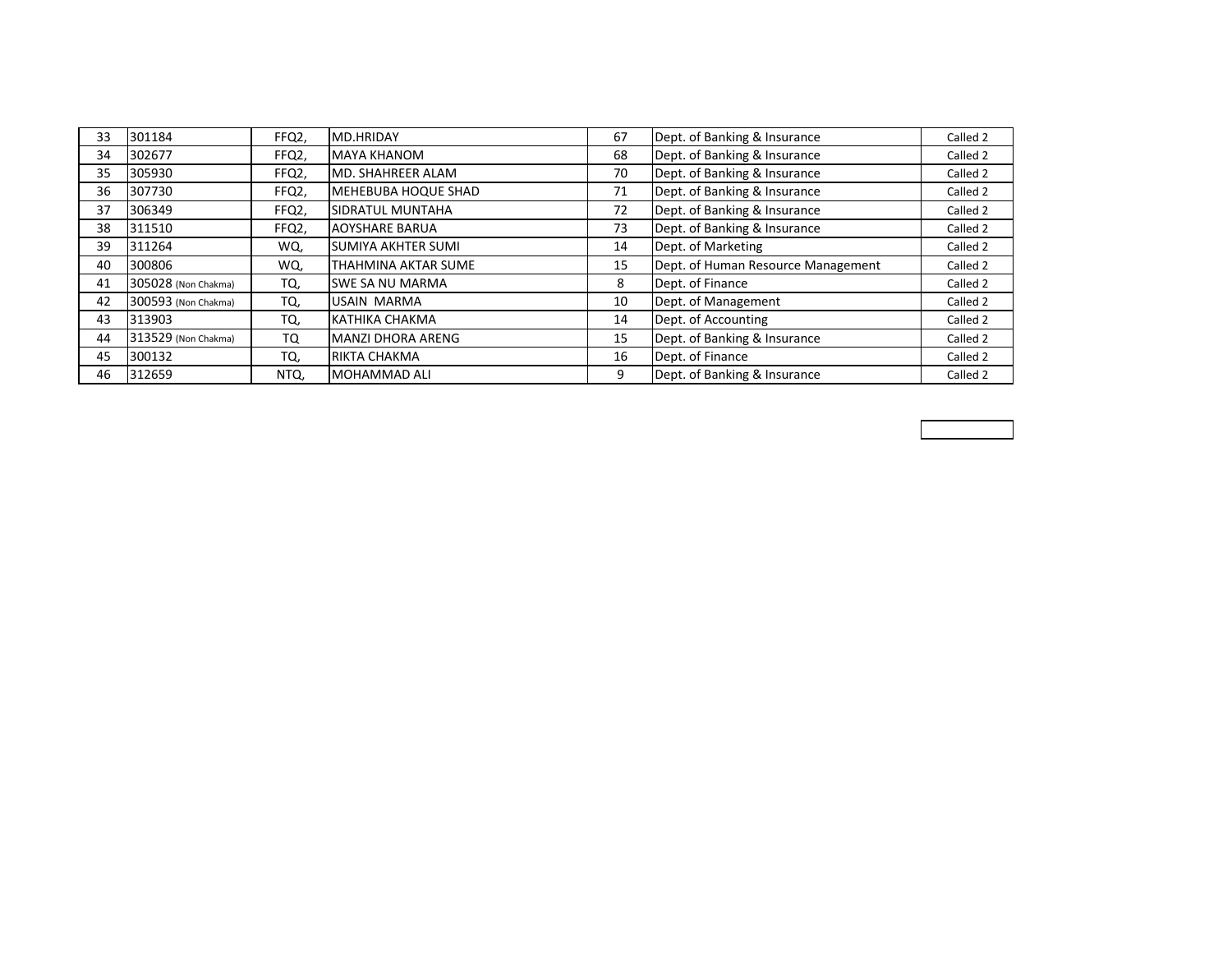| | | | | | | |
|---|---|---|---|---|---|---|
| 33 | 301184 | FFQ2, | MD.HRIDAY | 67 | Dept. of Banking & Insurance | Called 2 |
| 34 | 302677 | FFQ2, | MAYA KHANOM | 68 | Dept. of Banking & Insurance | Called 2 |
| 35 | 305930 | FFQ2, | MD. SHAHREER ALAM | 70 | Dept. of Banking & Insurance | Called 2 |
| 36 | 307730 | FFQ2, | MEHEBUBA HOQUE SHAD | 71 | Dept. of Banking & Insurance | Called 2 |
| 37 | 306349 | FFQ2, | SIDRATUL MUNTAHA | 72 | Dept. of Banking & Insurance | Called 2 |
| 38 | 311510 | FFQ2, | AOYSHARE BARUA | 73 | Dept. of Banking & Insurance | Called 2 |
| 39 | 311264 | WQ, | SUMIYA AKHTER SUMI | 14 | Dept. of Marketing | Called 2 |
| 40 | 300806 | WQ, | THAHMINA AKTAR SUME | 15 | Dept. of Human Resource Management | Called 2 |
| 41 | 305028 (Non Chakma) | TQ, | SWE SA NU MARMA | 8 | Dept. of Finance | Called 2 |
| 42 | 300593 (Non Chakma) | TQ, | USAIN MARMA | 10 | Dept. of Management | Called 2 |
| 43 | 313903 | TQ, | KATHIKA CHAKMA | 14 | Dept. of Accounting | Called 2 |
| 44 | 313529 (Non Chakma) | TQ | MANZI DHORA ARENG | 15 | Dept. of Banking & Insurance | Called 2 |
| 45 | 300132 | TQ, | RIKTA CHAKMA | 16 | Dept. of Finance | Called 2 |
| 46 | 312659 | NTQ, | MOHAMMAD ALI | 9 | Dept. of Banking & Insurance | Called 2 |